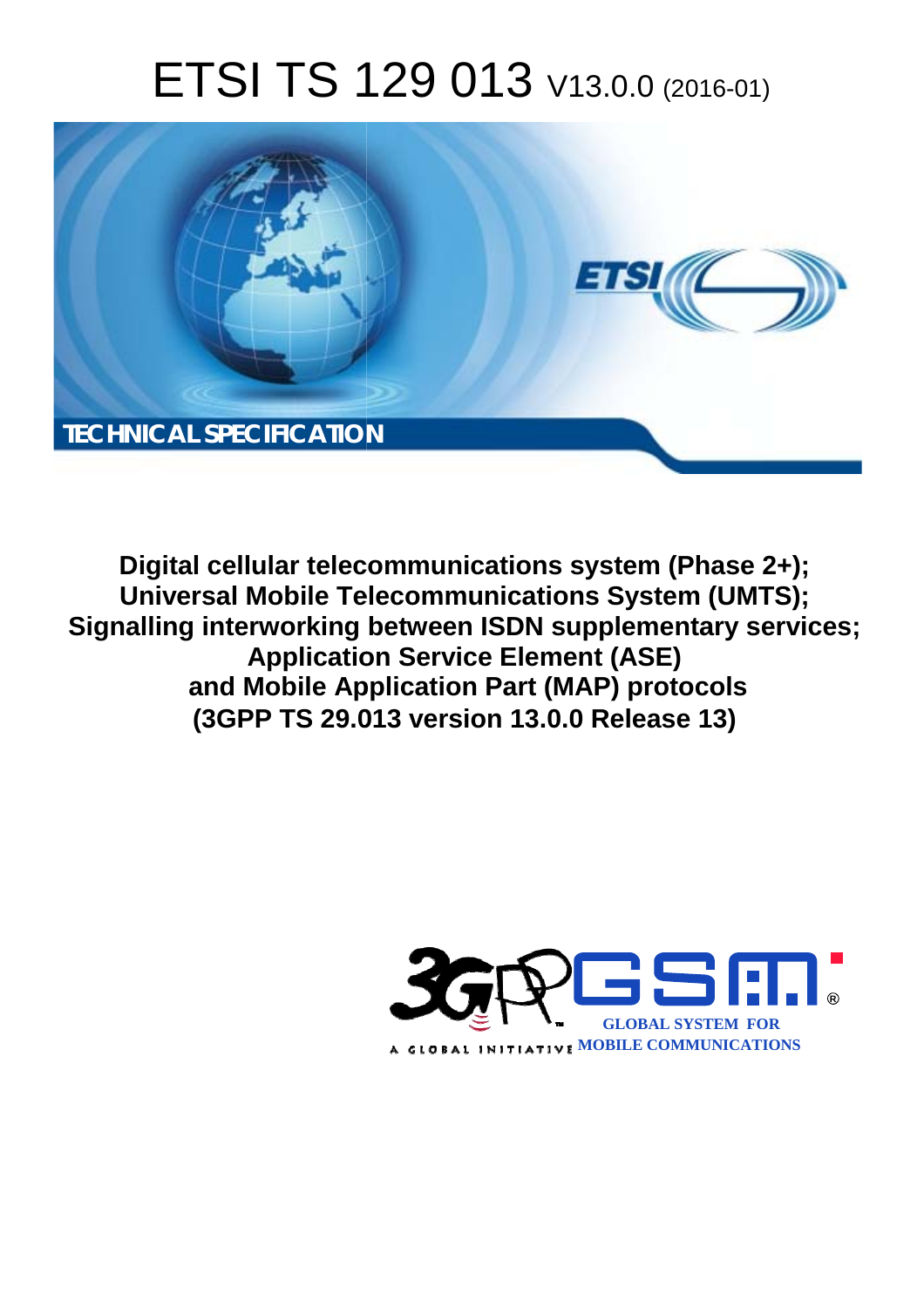# ETSI TS 129 013 V13.0.0 (2016-01)

TECHNICAL SPECIFICATION

**Digital cellular telecommunications system (Phase 2+);
Universal Mobile Telecommunications System (UMTS);
Signalling interworking between ISDN supplementary services;
Application Service Element (ASE)
and Mobile Application Part (MAP) protocols
(3GPP TS 29.013 version 13.0.0 Release 13)**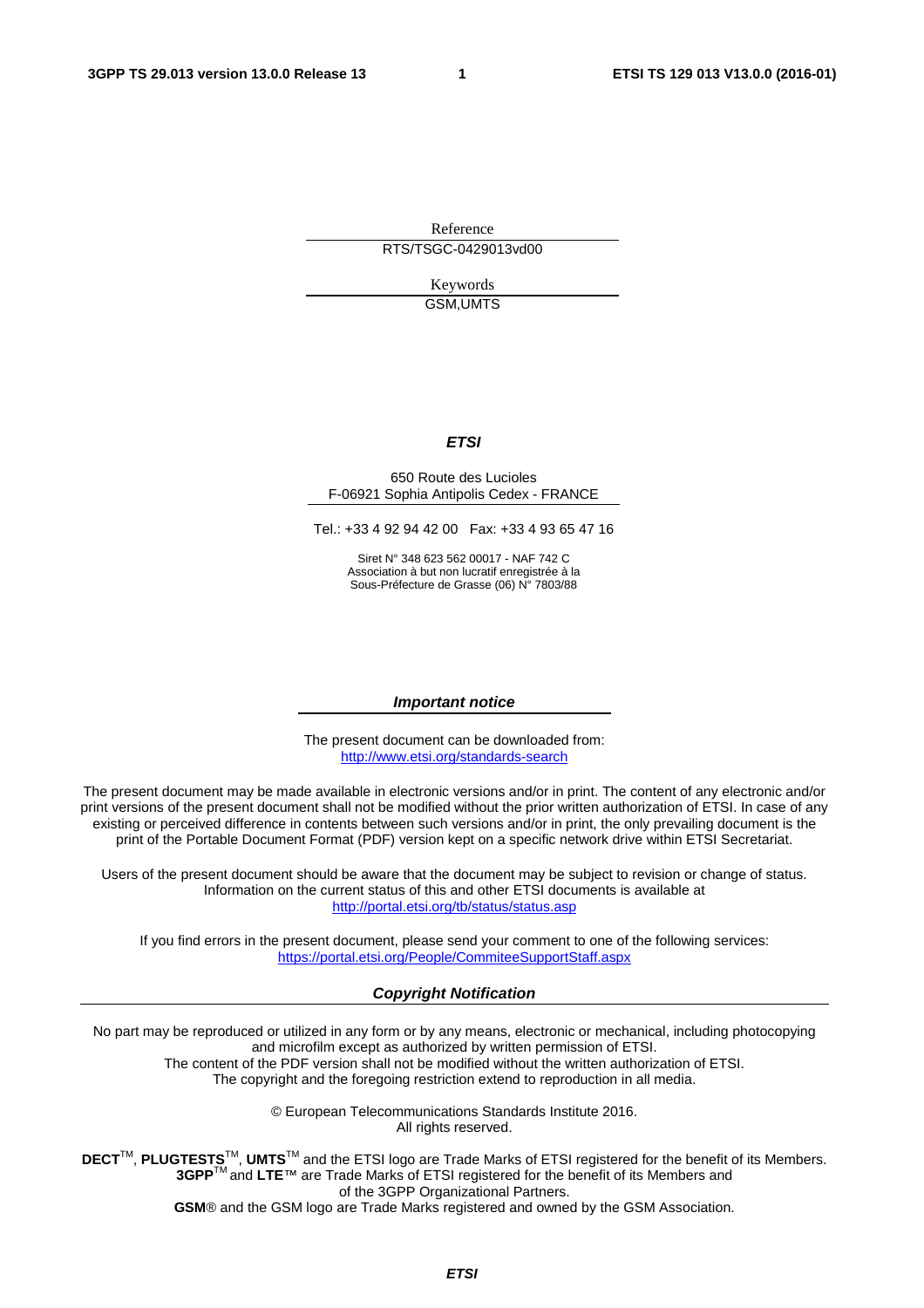Reference

RTS/TSGC-0429013vd00

Keywords

GSM,UMTS

***ETSI***

650 Route des Lucioles
F-06921 Sophia Antipolis Cedex - FRANCE

Tel.: +33 4 92 94 42 00 Fax: +33 4 93 65 47 16

Siret N° 348 623 562 00017 - NAF 742 C
Association à but non lucratif enregistrée à la
Sous-Préfecture de Grasse (06) N° 7803/88

***Important notice***

The present document can be downloaded from:
http://www.etsi.org/standards-search

The present document may be made available in electronic versions and/or in print. The content of any electronic and/or print versions of the present document shall not be modified without the prior written authorization of ETSI. In case of any existing or perceived difference in contents between such versions and/or in print, the only prevailing document is the print of the Portable Document Format (PDF) version kept on a specific network drive within ETSI Secretariat.

Users of the present document should be aware that the document may be subject to revision or change of status. Information on the current status of this and other ETSI documents is available at
http://portal.etsi.org/tb/status/status.asp

If you find errors in the present document, please send your comment to one of the following services:
https://portal.etsi.org/People/CommiteeSupportStaff.aspx

***Copyright Notification***

No part may be reproduced or utilized in any form or by any means, electronic or mechanical, including photocopying and microfilm except as authorized by written permission of ETSI.
The content of the PDF version shall not be modified without the written authorization of ETSI.
The copyright and the foregoing restriction extend to reproduction in all media.

© European Telecommunications Standards Institute 2016.
All rights reserved.

**DECT**™, **PLUGTESTS**™, **UMTS**™ and the ETSI logo are Trade Marks of ETSI registered for the benefit of its Members.
**3GPP**™ and **LTE**™ are Trade Marks of ETSI registered for the benefit of its Members and of the 3GPP Organizational Partners.
**GSM**® and the GSM logo are Trade Marks registered and owned by the GSM Association.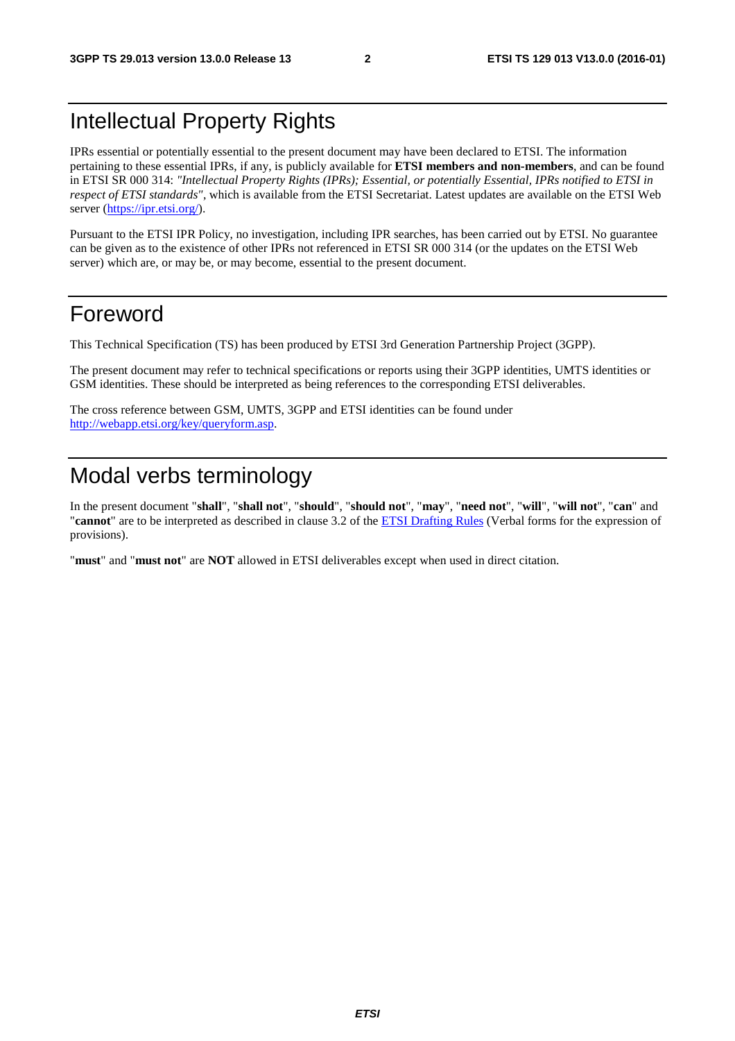# Intellectual Property Rights

IPRs essential or potentially essential to the present document may have been declared to ETSI. The information pertaining to these essential IPRs, if any, is publicly available for **ETSI members and non-members**, and can be found in ETSI SR 000 314: *"Intellectual Property Rights (IPRs); Essential, or potentially Essential, IPRs notified to ETSI in respect of ETSI standards"*, which is available from the ETSI Secretariat. Latest updates are available on the ETSI Web server (https://ipr.etsi.org/).

Pursuant to the ETSI IPR Policy, no investigation, including IPR searches, has been carried out by ETSI. No guarantee can be given as to the existence of other IPRs not referenced in ETSI SR 000 314 (or the updates on the ETSI Web server) which are, or may be, or may become, essential to the present document.

# Foreword

This Technical Specification (TS) has been produced by ETSI 3rd Generation Partnership Project (3GPP).

The present document may refer to technical specifications or reports using their 3GPP identities, UMTS identities or GSM identities. These should be interpreted as being references to the corresponding ETSI deliverables.

The cross reference between GSM, UMTS, 3GPP and ETSI identities can be found under http://webapp.etsi.org/key/queryform.asp.

# Modal verbs terminology

In the present document "**shall**", "**shall not**", "**should**", "**should not**", "**may**", "**need not**", "**will**", "**will not**", "**can**" and "**cannot**" are to be interpreted as described in clause 3.2 of the ETSI Drafting Rules (Verbal forms for the expression of provisions).

"**must**" and "**must not**" are **NOT** allowed in ETSI deliverables except when used in direct citation.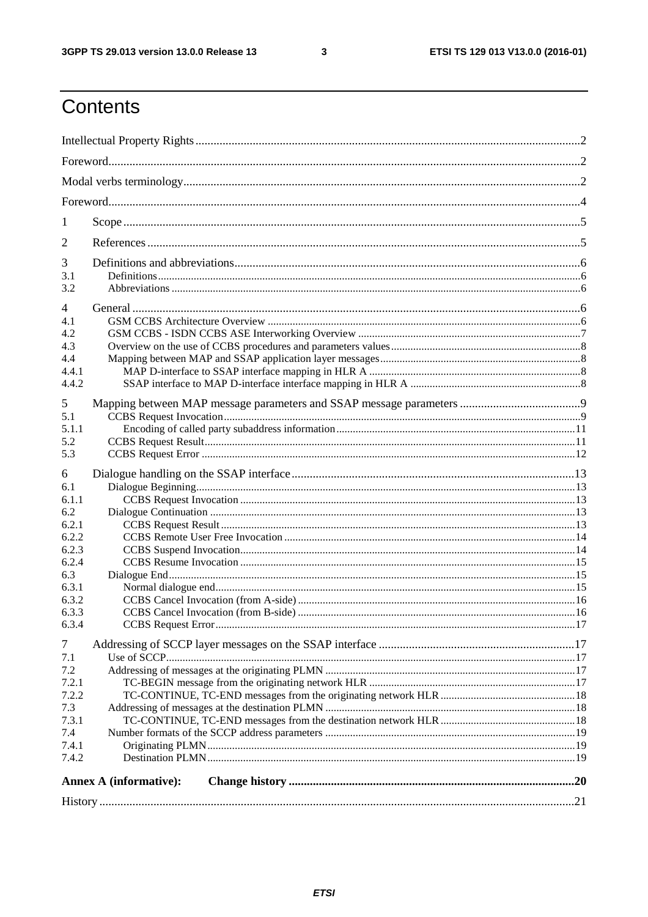# Contents

Intellectual Property Rights ..... 2
Foreword ..... 2
Modal verbs terminology ..... 2
Foreword ..... 4
1 Scope ..... 5
2 References ..... 5
3 Definitions and abbreviations ..... 6
3.1 Definitions ..... 6
3.2 Abbreviations ..... 6
4 General ..... 6
4.1 GSM CCBS Architecture Overview ..... 6
4.2 GSM CCBS - ISDN CCBS ASE Interworking Overview ..... 7
4.3 Overview on the use of CCBS procedures and parameters values ..... 8
4.4 Mapping between MAP and SSAP application layer messages ..... 8
4.4.1 MAP D-interface to SSAP interface mapping in HLR A ..... 8
4.4.2 SSAP interface to MAP D-interface interface mapping in HLR A ..... 8
5 Mapping between MAP message parameters and SSAP message parameters ..... 9
5.1 CCBS Request Invocation ..... 9
5.1.1 Encoding of called party subaddress information ..... 11
5.2 CCBS Request Result ..... 11
5.3 CCBS Request Error ..... 12
6 Dialogue handling on the SSAP interface ..... 13
6.1 Dialogue Beginning ..... 13
6.1.1 CCBS Request Invocation ..... 13
6.2 Dialogue Continuation ..... 13
6.2.1 CCBS Request Result ..... 13
6.2.2 CCBS Remote User Free Invocation ..... 14
6.2.3 CCBS Suspend Invocation ..... 14
6.2.4 CCBS Resume Invocation ..... 15
6.3 Dialogue End ..... 15
6.3.1 Normal dialogue end ..... 15
6.3.2 CCBS Cancel Invocation (from A-side) ..... 16
6.3.3 CCBS Cancel Invocation (from B-side) ..... 16
6.3.4 CCBS Request Error ..... 17
7 Addressing of SCCP layer messages on the SSAP interface ..... 17
7.1 Use of SCCP ..... 17
7.2 Addressing of messages at the originating PLMN ..... 17
7.2.1 TC-BEGIN message from the originating network HLR ..... 17
7.2.2 TC-CONTINUE, TC-END messages from the originating network HLR ..... 18
7.3 Addressing of messages at the destination PLMN ..... 18
7.3.1 TC-CONTINUE, TC-END messages from the destination network HLR ..... 18
7.4 Number formats of the SCCP address parameters ..... 19
7.4.1 Originating PLMN ..... 19
7.4.2 Destination PLMN ..... 19
**Annex A (informative): Change history ..... 20**
History ..... 21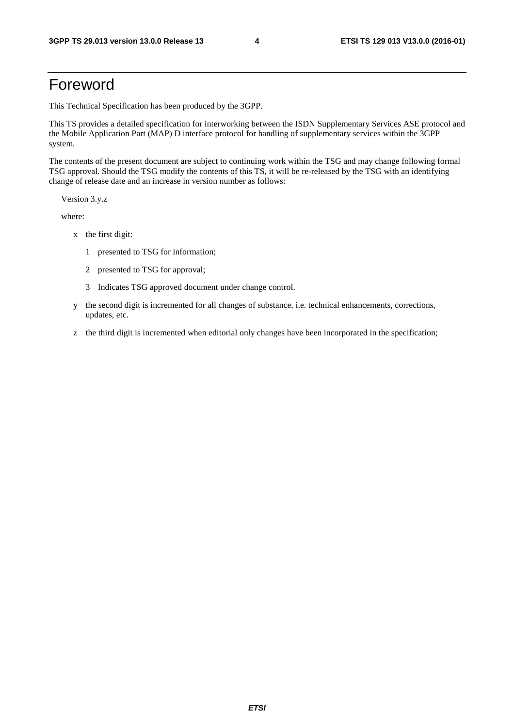# Foreword

This Technical Specification has been produced by the 3GPP.

This TS provides a detailed specification for interworking between the ISDN Supplementary Services ASE protocol and the Mobile Application Part (MAP) D interface protocol for handling of supplementary services within the 3GPP system.

The contents of the present document are subject to continuing work within the TSG and may change following formal TSG approval. Should the TSG modify the contents of this TS, it will be re-released by the TSG with an identifying change of release date and an increase in version number as follows:

Version 3.y.z

where:

- x the first digit:
  - 1 presented to TSG for information;
  - 2 presented to TSG for approval;
  - 3 Indicates TSG approved document under change control.
- y the second digit is incremented for all changes of substance, i.e. technical enhancements, corrections, updates, etc.
- z the third digit is incremented when editorial only changes have been incorporated in the specification;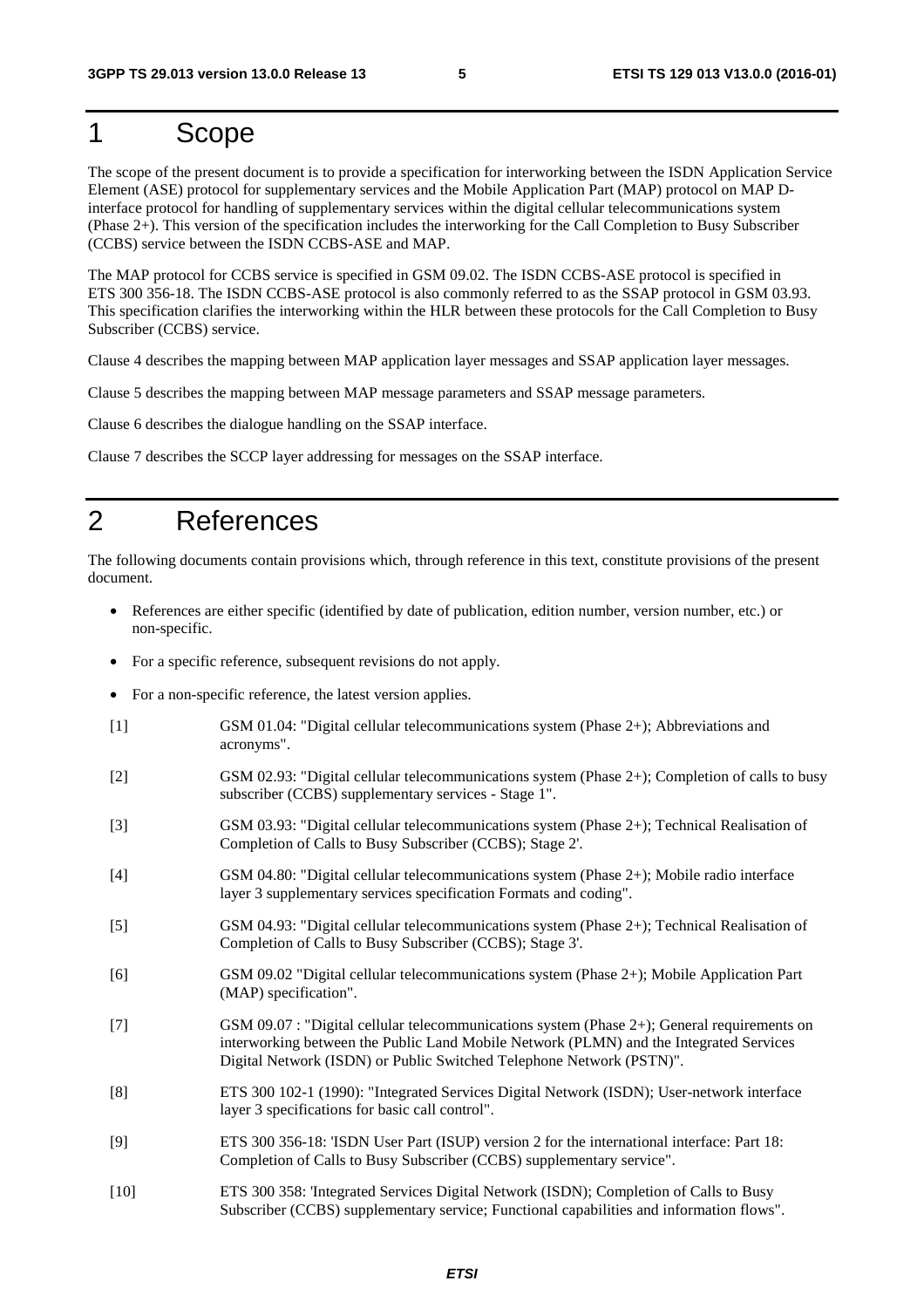# 1 Scope

The scope of the present document is to provide a specification for interworking between the ISDN Application Service Element (ASE) protocol for supplementary services and the Mobile Application Part (MAP) protocol on MAP D-interface protocol for handling of supplementary services within the digital cellular telecommunications system (Phase 2+). This version of the specification includes the interworking for the Call Completion to Busy Subscriber (CCBS) service between the ISDN CCBS-ASE and MAP.

The MAP protocol for CCBS service is specified in GSM 09.02. The ISDN CCBS-ASE protocol is specified in ETS 300 356-18. The ISDN CCBS-ASE protocol is also commonly referred to as the SSAP protocol in GSM 03.93. This specification clarifies the interworking within the HLR between these protocols for the Call Completion to Busy Subscriber (CCBS) service.

Clause 4 describes the mapping between MAP application layer messages and SSAP application layer messages.

Clause 5 describes the mapping between MAP message parameters and SSAP message parameters.

Clause 6 describes the dialogue handling on the SSAP interface.

Clause 7 describes the SCCP layer addressing for messages on the SSAP interface.

# 2 References

The following documents contain provisions which, through reference in this text, constitute provisions of the present document.

- References are either specific (identified by date of publication, edition number, version number, etc.) or non-specific.
- For a specific reference, subsequent revisions do not apply.
- For a non-specific reference, the latest version applies.

[1] GSM 01.04: "Digital cellular telecommunications system (Phase 2+); Abbreviations and acronyms".

[2] GSM 02.93: "Digital cellular telecommunications system (Phase 2+); Completion of calls to busy subscriber (CCBS) supplementary services - Stage 1".

[3] GSM 03.93: "Digital cellular telecommunications system (Phase 2+); Technical Realisation of Completion of Calls to Busy Subscriber (CCBS); Stage 2'.

[4] GSM 04.80: "Digital cellular telecommunications system (Phase 2+); Mobile radio interface layer 3 supplementary services specification Formats and coding".

[5] GSM 04.93: "Digital cellular telecommunications system (Phase 2+); Technical Realisation of Completion of Calls to Busy Subscriber (CCBS); Stage 3'.

[6] GSM 09.02 "Digital cellular telecommunications system (Phase 2+); Mobile Application Part (MAP) specification".

[7] GSM 09.07 : "Digital cellular telecommunications system (Phase 2+); General requirements on interworking between the Public Land Mobile Network (PLMN) and the Integrated Services Digital Network (ISDN) or Public Switched Telephone Network (PSTN)".

[8] ETS 300 102-1 (1990): "Integrated Services Digital Network (ISDN); User-network interface layer 3 specifications for basic call control".

[9] ETS 300 356-18: 'ISDN User Part (ISUP) version 2 for the international interface: Part 18: Completion of Calls to Busy Subscriber (CCBS) supplementary service".

[10] ETS 300 358: 'Integrated Services Digital Network (ISDN); Completion of Calls to Busy Subscriber (CCBS) supplementary service; Functional capabilities and information flows".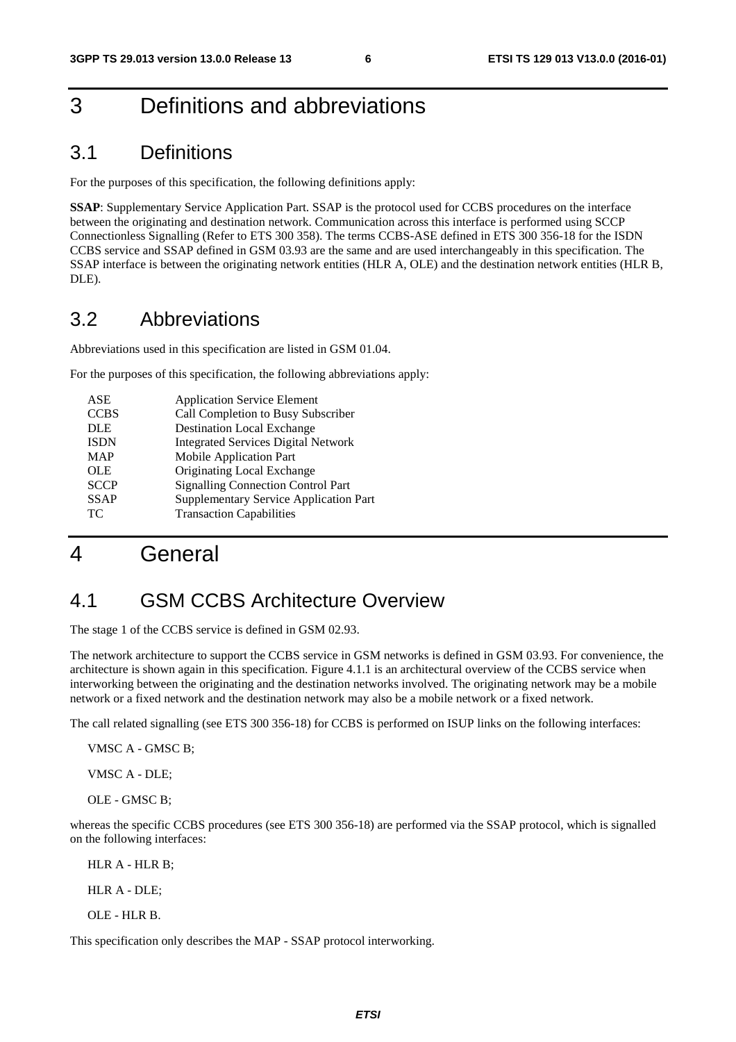# 3 Definitions and abbreviations

## 3.1 Definitions

For the purposes of this specification, the following definitions apply:

**SSAP**: Supplementary Service Application Part. SSAP is the protocol used for CCBS procedures on the interface between the originating and destination network. Communication across this interface is performed using SCCP Connectionless Signalling (Refer to ETS 300 358). The terms CCBS-ASE defined in ETS 300 356-18 for the ISDN CCBS service and SSAP defined in GSM 03.93 are the same and are used interchangeably in this specification. The SSAP interface is between the originating network entities (HLR A, OLE) and the destination network entities (HLR B, DLE).

## 3.2 Abbreviations

Abbreviations used in this specification are listed in GSM 01.04.

For the purposes of this specification, the following abbreviations apply:

| | |
|---|---|
| ASE | Application Service Element |
| CCBS | Call Completion to Busy Subscriber |
| DLE | Destination Local Exchange |
| ISDN | Integrated Services Digital Network |
| MAP | Mobile Application Part |
| OLE | Originating Local Exchange |
| SCCP | Signalling Connection Control Part |
| SSAP | Supplementary Service Application Part |
| TC | Transaction Capabilities |

# 4 General

## 4.1 GSM CCBS Architecture Overview

The stage 1 of the CCBS service is defined in GSM 02.93.

The network architecture to support the CCBS service in GSM networks is defined in GSM 03.93. For convenience, the architecture is shown again in this specification. Figure 4.1.1 is an architectural overview of the CCBS service when interworking between the originating and the destination networks involved. The originating network may be a mobile network or a fixed network and the destination network may also be a mobile network or a fixed network.

The call related signalling (see ETS 300 356-18) for CCBS is performed on ISUP links on the following interfaces:

VMSC A - GMSC B;

VMSC A - DLE;

OLE - GMSC B;

whereas the specific CCBS procedures (see ETS 300 356-18) are performed via the SSAP protocol, which is signalled on the following interfaces:

HLR A - HLR B;

HLR A - DLE;

OLE - HLR B.

This specification only describes the MAP - SSAP protocol interworking.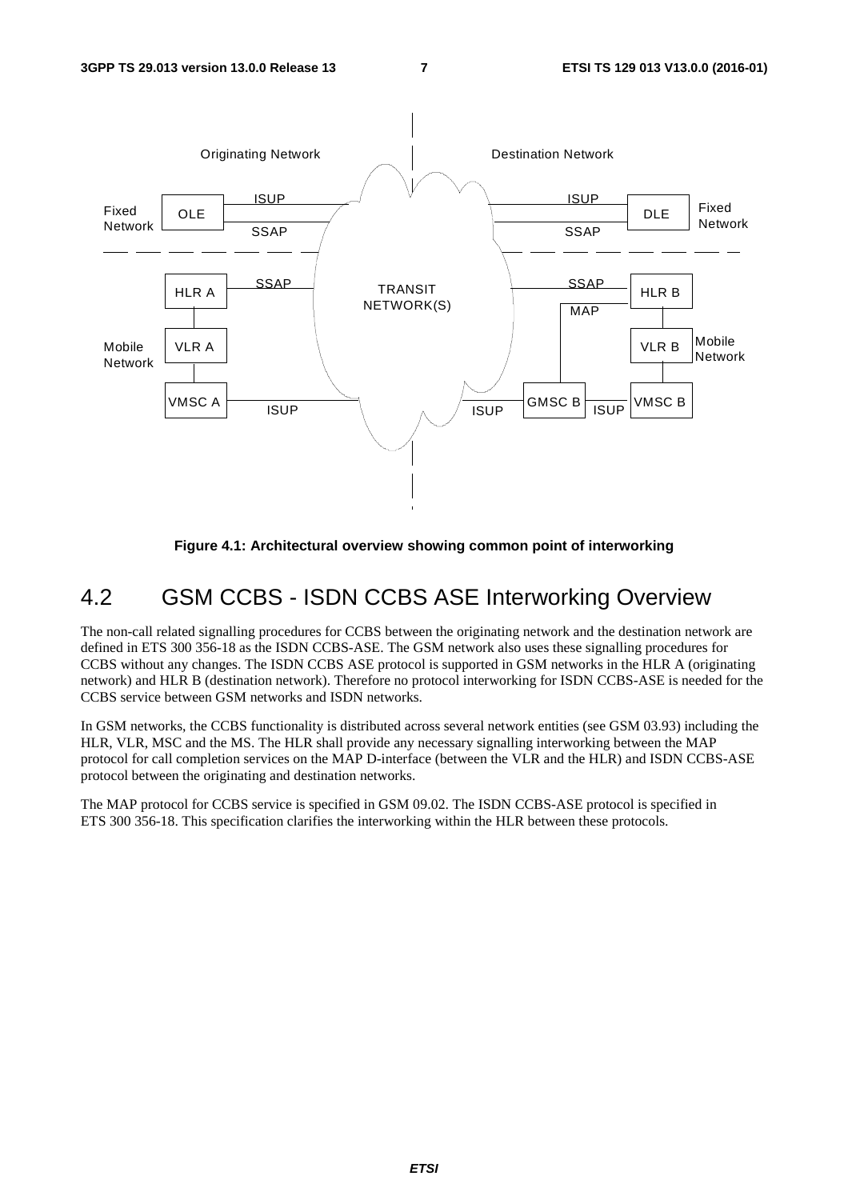Figure 4.1: Architectural overview showing common point of interworking

## 4.2 GSM CCBS - ISDN CCBS ASE Interworking Overview

The non-call related signalling procedures for CCBS between the originating network and the destination network are defined in ETS 300 356-18 as the ISDN CCBS-ASE. The GSM network also uses these signalling procedures for CCBS without any changes. The ISDN CCBS ASE protocol is supported in GSM networks in the HLR A (originating network) and HLR B (destination network). Therefore no protocol interworking for ISDN CCBS-ASE is needed for the CCBS service between GSM networks and ISDN networks.

In GSM networks, the CCBS functionality is distributed across several network entities (see GSM 03.93) including the HLR, VLR, MSC and the MS. The HLR shall provide any necessary signalling interworking between the MAP protocol for call completion services on the MAP D-interface (between the VLR and the HLR) and ISDN CCBS-ASE protocol between the originating and destination networks.

The MAP protocol for CCBS service is specified in GSM 09.02. The ISDN CCBS-ASE protocol is specified in ETS 300 356-18. This specification clarifies the interworking within the HLR between these protocols.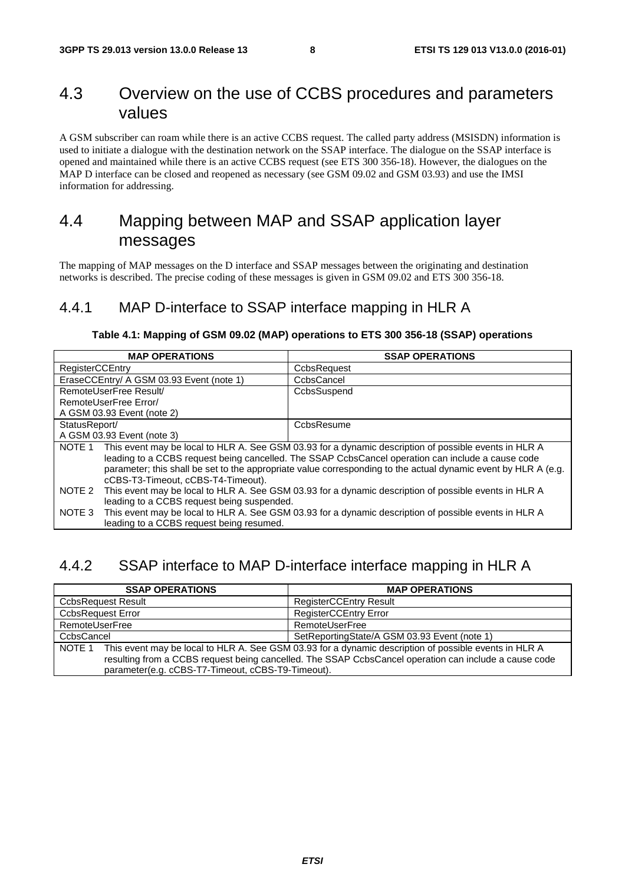## 4.3 Overview on the use of CCBS procedures and parameters values

A GSM subscriber can roam while there is an active CCBS request. The called party address (MSISDN) information is used to initiate a dialogue with the destination network on the SSAP interface. The dialogue on the SSAP interface is opened and maintained while there is an active CCBS request (see ETS 300 356-18). However, the dialogues on the MAP D interface can be closed and reopened as necessary (see GSM 09.02 and GSM 03.93) and use the IMSI information for addressing.

## 4.4 Mapping between MAP and SSAP application layer messages

The mapping of MAP messages on the D interface and SSAP messages between the originating and destination networks is described. The precise coding of these messages is given in GSM 09.02 and ETS 300 356-18.

### 4.4.1 MAP D-interface to SSAP interface mapping in HLR A

**Table 4.1: Mapping of GSM 09.02 (MAP) operations to ETS 300 356-18 (SSAP) operations**

| MAP OPERATIONS | SSAP OPERATIONS |
|---|---|
| RegisterCCEntry | CcbsRequest |
| EraseCCEntry/ A GSM 03.93 Event (note 1) | CcbsCancel |
| RemoteUserFree Result/ RemoteUserFree Error/ A GSM 03.93 Event (note 2) | CcbsSuspend |
| StatusReport/ A GSM 03.93 Event (note 3) | CcbsResume |
| NOTE 1 This event may be local to HLR A. See GSM 03.93 for a dynamic description of possible events in HLR A leading to a CCBS request being cancelled. The SSAP CcbsCancel operation can include a cause code parameter; this shall be set to the appropriate value corresponding to the actual dynamic event by HLR A (e.g. cCBS-T3-Timeout, cCBS-T4-Timeout). NOTE 2 This event may be local to HLR A. See GSM 03.93 for a dynamic description of possible events in HLR A leading to a CCBS request being suspended. NOTE 3 This event may be local to HLR A. See GSM 03.93 for a dynamic description of possible events in HLR A leading to a CCBS request being resumed. | |

### 4.4.2 SSAP interface to MAP D-interface interface mapping in HLR A

| SSAP OPERATIONS | MAP OPERATIONS |
|---|---|
| CcbsRequest Result | RegisterCCEntry Result |
| CcbsRequest Error | RegisterCCEntry Error |
| RemoteUserFree | RemoteUserFree |
| CcbsCancel | SetReportingState/A GSM 03.93 Event (note 1) |
| NOTE 1 This event may be local to HLR A. See GSM 03.93 for a dynamic description of possible events in HLR A resulting from a CCBS request being cancelled. The SSAP CcbsCancel operation can include a cause code parameter(e.g. cCBS-T7-Timeout, cCBS-T9-Timeout). | |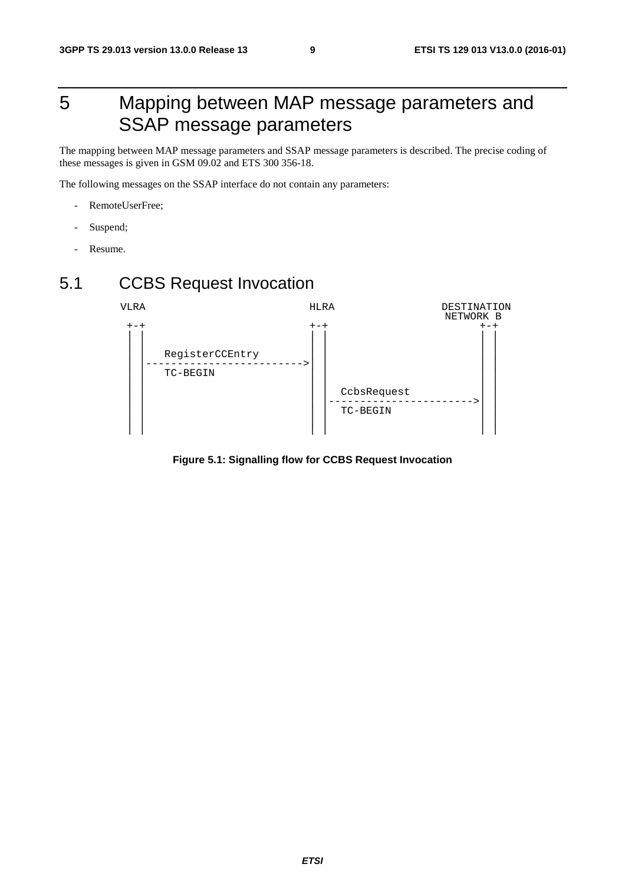# 5 Mapping between MAP message parameters and SSAP message parameters

The mapping between MAP message parameters and SSAP message parameters is described. The precise coding of these messages is given in GSM 09.02 and ETS 300 356-18.

The following messages on the SSAP interface do not contain any parameters:

- RemoteUserFree;
- Suspend;
- Resume.

## 5.1 CCBS Request Invocation

```
 VLRA                         HLRA              DESTINATION
                                                 NETWORK B
  +-+                          +-+                    +-+
  | |                          | |                    | |
  | |                          | |                    | |
  | |   RegisterCCEntry        | |                    | |
  | |------------------------->| |                    | |
  | |   TC-BEGIN               | |                    | |
  | |                          | |                    | |
  | |                          | |   CcbsRequest      | |
  | |                          | |------------------->| |
  | |                          | |   TC-BEGIN         | |
  | |                          | |                    | |
  | |                          | |                    | |
```

**Figure 5.1: Signalling flow for CCBS Request Invocation**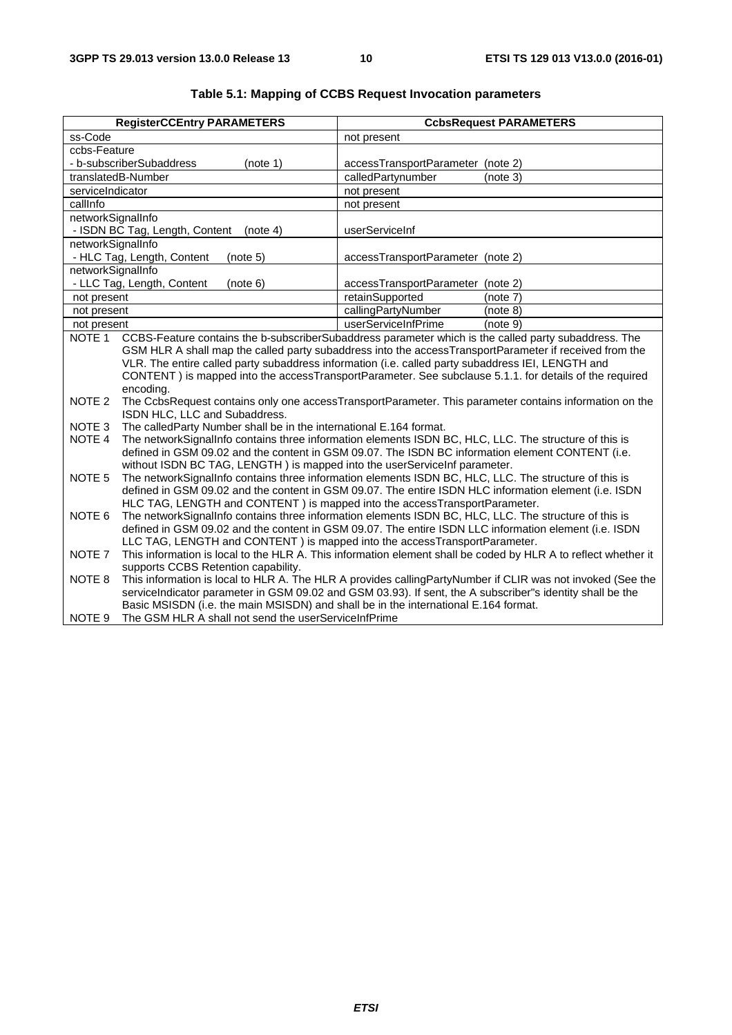**Table 5.1: Mapping of CCBS Request Invocation parameters**

| RegisterCCEntry PARAMETERS | CcbsRequest PARAMETERS |
|---|---|
| ss-Code | not present |
| ccbs-Feature<br>- b-subscriberSubaddress (note 1) | accessTransportParameter (note 2) |
| translatedB-Number | calledPartynumber (note 3) |
| serviceIndicator | not present |
| callInfo | not present |
| networkSignalInfo<br>- ISDN BC Tag, Length, Content (note 4) | userServiceInf |
| networkSignalInfo<br>- HLC Tag, Length, Content (note 5) | accessTransportParameter (note 2) |
| networkSignalInfo<br>- LLC Tag, Length, Content (note 6) | accessTransportParameter (note 2) |
| not present | retainSupported (note 7) |
| not present | callingPartyNumber (note 8) |
| not present | userServiceInfPrime (note 9) |

NOTE 1 CCBS-Feature contains the b-subscriberSubaddress parameter which is the called party subaddress. The GSM HLR A shall map the called party subaddress into the accessTransportParameter if received from the VLR. The entire called party subaddress information (i.e. called party subaddress IEI, LENGTH and CONTENT ) is mapped into the accessTransportParameter. See subclause 5.1.1. for details of the required encoding.

NOTE 2 The CcbsRequest contains only one accessTransportParameter. This parameter contains information on the ISDN HLC, LLC and Subaddress.

NOTE 3 The calledParty Number shall be in the international E.164 format.

NOTE 4 The networkSignalInfo contains three information elements ISDN BC, HLC, LLC. The structure of this is defined in GSM 09.02 and the content in GSM 09.07. The ISDN BC information element CONTENT (i.e. without ISDN BC TAG, LENGTH ) is mapped into the userServiceInf parameter.

NOTE 5 The networkSignalInfo contains three information elements ISDN BC, HLC, LLC. The structure of this is defined in GSM 09.02 and the content in GSM 09.07. The entire ISDN HLC information element (i.e. ISDN HLC TAG, LENGTH and CONTENT ) is mapped into the accessTransportParameter.

NOTE 6 The networkSignalInfo contains three information elements ISDN BC, HLC, LLC. The structure of this is defined in GSM 09.02 and the content in GSM 09.07. The entire ISDN LLC information element (i.e. ISDN LLC TAG, LENGTH and CONTENT ) is mapped into the accessTransportParameter.

NOTE 7 This information is local to the HLR A. This information element shall be coded by HLR A to reflect whether it supports CCBS Retention capability.

NOTE 8 This information is local to HLR A. The HLR A provides callingPartyNumber if CLIR was not invoked (See the serviceIndicator parameter in GSM 09.02 and GSM 03.93). If sent, the A subscriber"s identity shall be the Basic MSISDN (i.e. the main MSISDN) and shall be in the international E.164 format.

NOTE 9 The GSM HLR A shall not send the userServiceInfPrime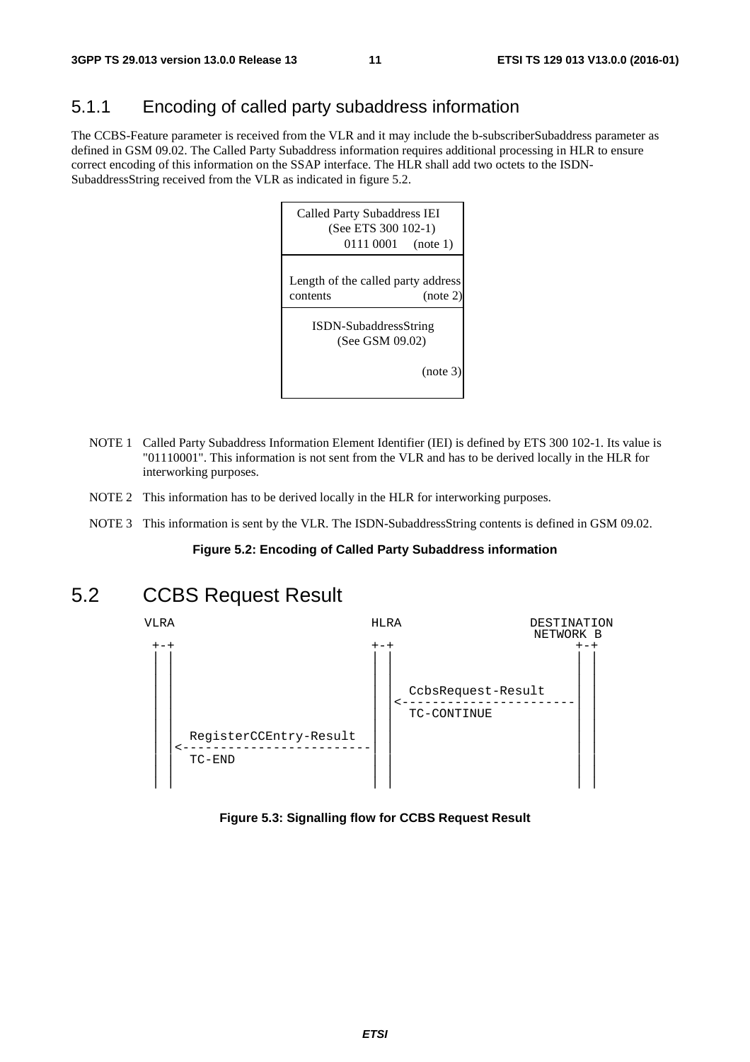### 5.1.1 Encoding of called party subaddress information

The CCBS-Feature parameter is received from the VLR and it may include the b-subscriberSubaddress parameter as defined in GSM 09.02. The Called Party Subaddress information requires additional processing in HLR to ensure correct encoding of this information on the SSAP interface. The HLR shall add two octets to the ISDN-SubaddressString received from the VLR as indicated in figure 5.2.

| Called Party Subaddress IEI (See ETS 300 102-1) 0111 0001 (note 1) |
|---|
| Length of the called party address contents (note 2) |
| ISDN-SubaddressString (See GSM 09.02) (note 3) |

NOTE 1 Called Party Subaddress Information Element Identifier (IEI) is defined by ETS 300 102-1. Its value is "01110001". This information is not sent from the VLR and has to be derived locally in the HLR for interworking purposes.

NOTE 2 This information has to be derived locally in the HLR for interworking purposes.

NOTE 3 This information is sent by the VLR. The ISDN-SubaddressString contents is defined in GSM 09.02.

**Figure 5.2: Encoding of Called Party Subaddress information**

## 5.2 CCBS Request Result

```
VLRA                            HLRA                DESTINATION
                                                     NETWORK B
 +-+                            +-+                     +-+
 | |                            | |                     | |
 | |                            | |                     | |
 | |                            | |  CcbsRequest-Result | |
 | |                            | |<--------------------| |
 | |                            | |  TC-CONTINUE        | |
 | |                            | |                     | |
 | |  RegisterCCEntry-Result    | |                     | |
 | |<---------------------------| |                     | |
 | |  TC-END                    | |                     | |
 | |                            | |                     | |
```

**Figure 5.3: Signalling flow for CCBS Request Result**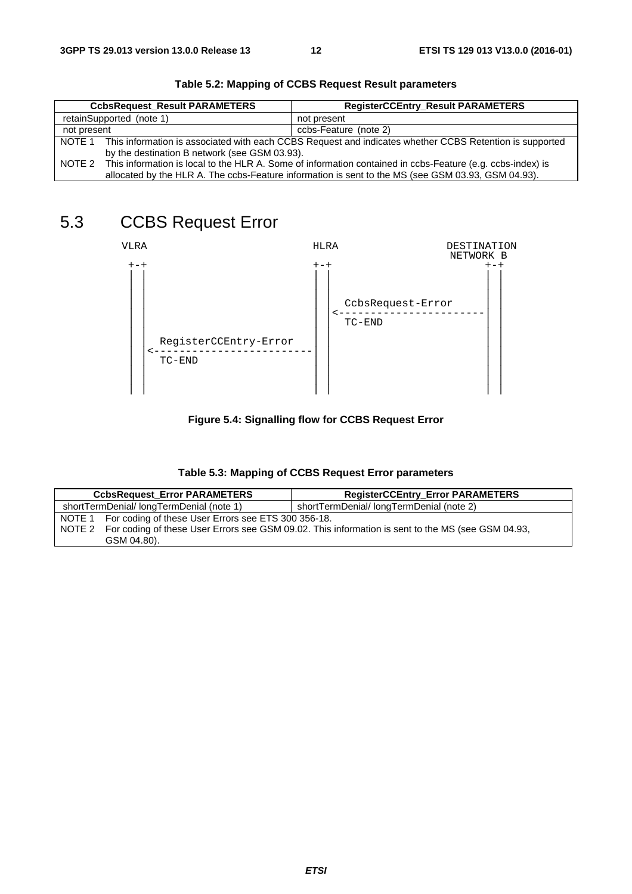**Table 5.2: Mapping of CCBS Request Result parameters**

| CcbsRequest_Result PARAMETERS | RegisterCCEntry_Result PARAMETERS |
|---|---|
| retainSupported (note 1) | not present |
| not present | ccbs-Feature (note 2) |
| NOTE 1 This information is associated with each CCBS Request and indicates whether CCBS Retention is supported by the destination B network (see GSM 03.93). NOTE 2 This information is local to the HLR A. Some of information contained in ccbs-Feature (e.g. ccbs-index) is allocated by the HLR A. The ccbs-Feature information is sent to the MS (see GSM 03.93, GSM 04.93). | |

## 5.3 CCBS Request Error

```
  VLRA                                  HLRA                DESTINATION
                                                              NETWORK B
  +-+                                   +-+                      +-+
  | |                                   | |                      | |
  | |                                   | |                      | |
  | |                                   | |  CcbsRequest-Error   | |
  | |                                   | |<---------------------| |
  | |                                   | |  TC-END              | |
  | |   RegisterCCEntry-Error           | |                      | |
  | |<----------------------------------| |                      | |
  | |   TC-END                          | |                      | |
  | |                                   | |                      | |
  | |                                   | |                      | |
```

**Figure 5.4: Signalling flow for CCBS Request Error**

**Table 5.3: Mapping of CCBS Request Error parameters**

| CcbsRequest_Error PARAMETERS | RegisterCCEntry_Error PARAMETERS |
|---|---|
| shortTermDenial/ longTermDenial (note 1) | shortTermDenial/ longTermDenial (note 2) |
| NOTE 1 For coding of these User Errors see ETS 300 356-18. NOTE 2 For coding of these User Errors see GSM 09.02. This information is sent to the MS (see GSM 04.93, GSM 04.80). | |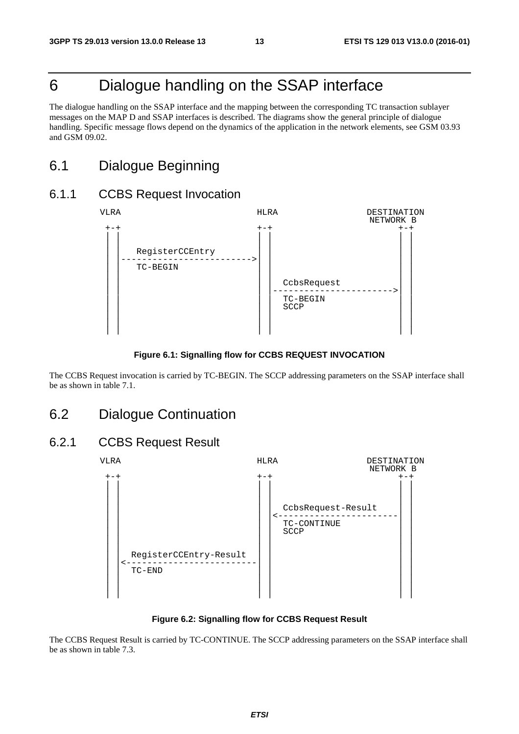# 6 Dialogue handling on the SSAP interface

The dialogue handling on the SSAP interface and the mapping between the corresponding TC transaction sublayer messages on the MAP D and SSAP interfaces is described. The diagrams show the general principle of dialogue handling. Specific message flows depend on the dynamics of the application in the network elements, see GSM 03.93 and GSM 09.02.

## 6.1 Dialogue Beginning

### 6.1.1 CCBS Request Invocation

```
 VLRA                               HLRA                DESTINATION
                                                         NETWORK B
  +-+                               +-+                      +-+
  | |                               | |                      | |
  | |                               | |                      | |
  | |    RegisterCCEntry            | |                      | |
  | |-------------------------->    | |                      | |
  | |    TC-BEGIN                   | |                      | |
  | |                               | |    CcbsRequest       | |
  | |                               | |----------------------->| |
  | |                               | |    TC-BEGIN          | |
  | |                               | |    SCCP              | |
  | |                               | |                      | |
  | |                               | |                      | |
  | |                               | |                      | |
```

**Figure 6.1: Signalling flow for CCBS REQUEST INVOCATION**

The CCBS Request invocation is carried by TC-BEGIN. The SCCP addressing parameters on the SSAP interface shall be as shown in table 7.1.

## 6.2 Dialogue Continuation

### 6.2.1 CCBS Request Result

```
 VLRA                               HLRA                DESTINATION
                                                         NETWORK B
  +-+                               +-+                      +-+
  | |                               | |                      | |
  | |                               | |                      | |
  | |                               | |    CcbsRequest-Result| |
  | |                               | |<-----------------------| |
  | |                               | |    TC-CONTINUE       | |
  | |                               | |    SCCP              | |
  | |                               | |                      | |
  | |   RegisterCCEntry-Result      | |                      | |
  | |<--------------------------    | |                      | |
  | |   TC-END                      | |                      | |
  | |                               | |                      | |
  | |                               | |                      | |
```

**Figure 6.2: Signalling flow for CCBS Request Result**

The CCBS Request Result is carried by TC-CONTINUE. The SCCP addressing parameters on the SSAP interface shall be as shown in table 7.3.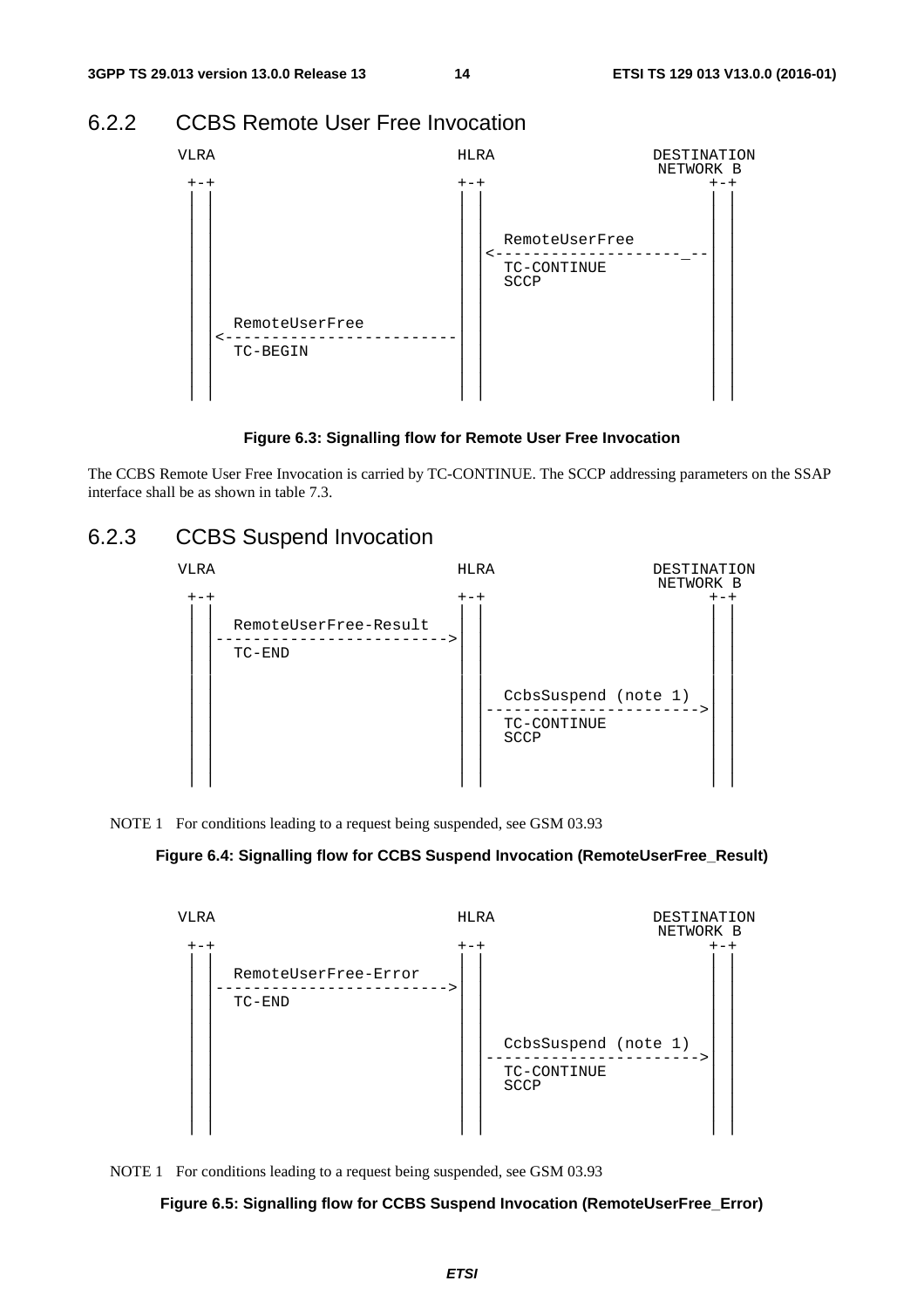### 6.2.2 CCBS Remote User Free Invocation

```
VLRA                          HLRA                DESTINATION
                                                   NETWORK B
 +-+                          +-+                     +-+
 | |                          | |                     | |
 | |                          | |                     | |
 | |                          | |                     | |
 | |                          | |  RemoteUserFree     | |
 | |                          | |<--------------------_--| |
 | |                          | |  TC-CONTINUE        | |
 | |                          | |  SCCP               | |
 | |                          | |                     | |
 | |                          | |                     | |
 | |  RemoteUserFree          | |                     | |
 | |<-------------------------| |                     | |
 | |  TC-BEGIN                | |                     | |
 | |                          | |                     | |
 | |                          | |                     | |
 | |                          | |                     | |
```

**Figure 6.3: Signalling flow for Remote User Free Invocation**

The CCBS Remote User Free Invocation is carried by TC-CONTINUE. The SCCP addressing parameters on the SSAP interface shall be as shown in table 7.3.

### 6.2.3 CCBS Suspend Invocation

```
VLRA                          HLRA                DESTINATION
                                                   NETWORK B
 +-+                          +-+                     +-+
 | |                          | |                     | |
 | |  RemoteUserFree-Result   | |                     | |
 | |------------------------->| |                     | |
 | |  TC-END                  | |                     | |
 | |                          | |                     | |
 | |                          | |                     | |
 | |                          | |  CcbsSuspend (note 1)| |
 | |                          | |----------------------->| |
 | |                          | |  TC-CONTINUE        | |
 | |                          | |  SCCP               | |
 | |                          | |                     | |
 | |                          | |                     | |
 | |                          | |                     | |
```

NOTE 1 For conditions leading to a request being suspended, see GSM 03.93

**Figure 6.4: Signalling flow for CCBS Suspend Invocation (RemoteUserFree_Result)**

```
VLRA                          HLRA                DESTINATION
                                                   NETWORK B
 +-+                          +-+                     +-+
 | |                          | |                     | |
 | |  RemoteUserFree-Error    | |                     | |
 | |------------------------->| |                     | |
 | |  TC-END                  | |                     | |
 | |                          | |                     | |
 | |                          | |                     | |
 | |                          | |  CcbsSuspend (note 1)| |
 | |                          | |----------------------->| |
 | |                          | |  TC-CONTINUE        | |
 | |                          | |  SCCP               | |
 | |                          | |                     | |
 | |                          | |                     | |
 | |                          | |                     | |
```

NOTE 1 For conditions leading to a request being suspended, see GSM 03.93

**Figure 6.5: Signalling flow for CCBS Suspend Invocation (RemoteUserFree_Error)**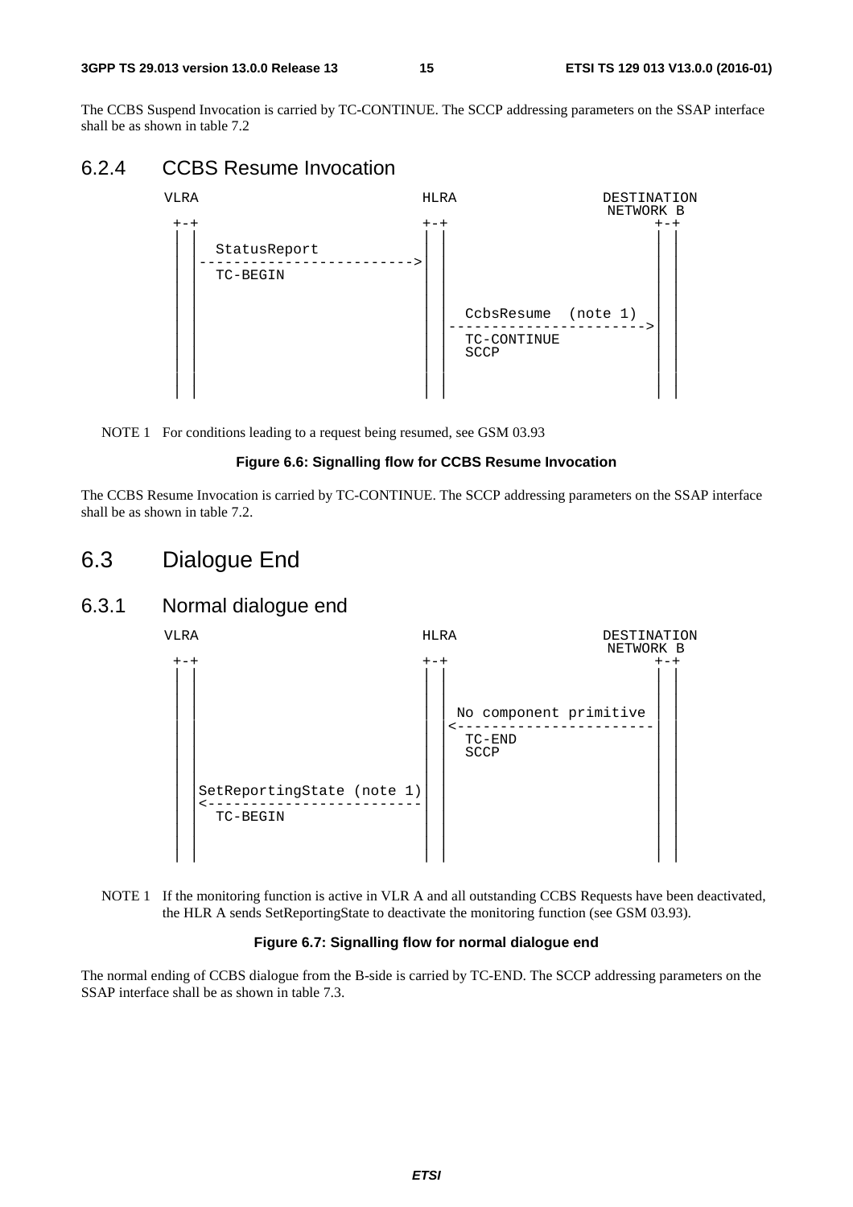The CCBS Suspend Invocation is carried by TC-CONTINUE. The SCCP addressing parameters on the SSAP interface shall be as shown in table 7.2

### 6.2.4 CCBS Resume Invocation

```
 VLRA                           HLRA                DESTINATION
                                                     NETWORK B
  +-+                           +-+                      +-+
  | |                           | |                      | |
  | |   StatusReport            | |                      | |
  | |-------------------------->| |                      | |
  | |   TC-BEGIN                | |                      | |
  | |                           | |                      | |
  | |                           | |                      | |
  | |                           | |   CcbsResume  (note 1) | |
  | |                           | |----------------------->| |
  | |                           | |   TC-CONTINUE          | |
  | |                           | |   SCCP                 | |
  | |                           | |                      | |
  | |                           | |                      | |
```

NOTE 1 For conditions leading to a request being resumed, see GSM 03.93

**Figure 6.6: Signalling flow for CCBS Resume Invocation**

The CCBS Resume Invocation is carried by TC-CONTINUE. The SCCP addressing parameters on the SSAP interface shall be as shown in table 7.2.

## 6.3 Dialogue End

### 6.3.1 Normal dialogue end

```
 VLRA                           HLRA                DESTINATION
                                                     NETWORK B
  +-+                           +-+                      +-+
  | |                           | |                      | |
  | |                           | |                      | |
  | |                           | |  No component primitive | |
  | |                           | |<-----------------------| |
  | |                           | |   TC-END               | |
  | |                           | |   SCCP                 | |
  | |                           | |                      | |
  | | SetReportingState (note 1)| |                      | |
  | |<--------------------------| |                      | |
  | |   TC-BEGIN                | |                      | |
  | |                           | |                      | |
  | |                           | |                      | |
```

NOTE 1 If the monitoring function is active in VLR A and all outstanding CCBS Requests have been deactivated, the HLR A sends SetReportingState to deactivate the monitoring function (see GSM 03.93).

**Figure 6.7: Signalling flow for normal dialogue end**

The normal ending of CCBS dialogue from the B-side is carried by TC-END. The SCCP addressing parameters on the SSAP interface shall be as shown in table 7.3.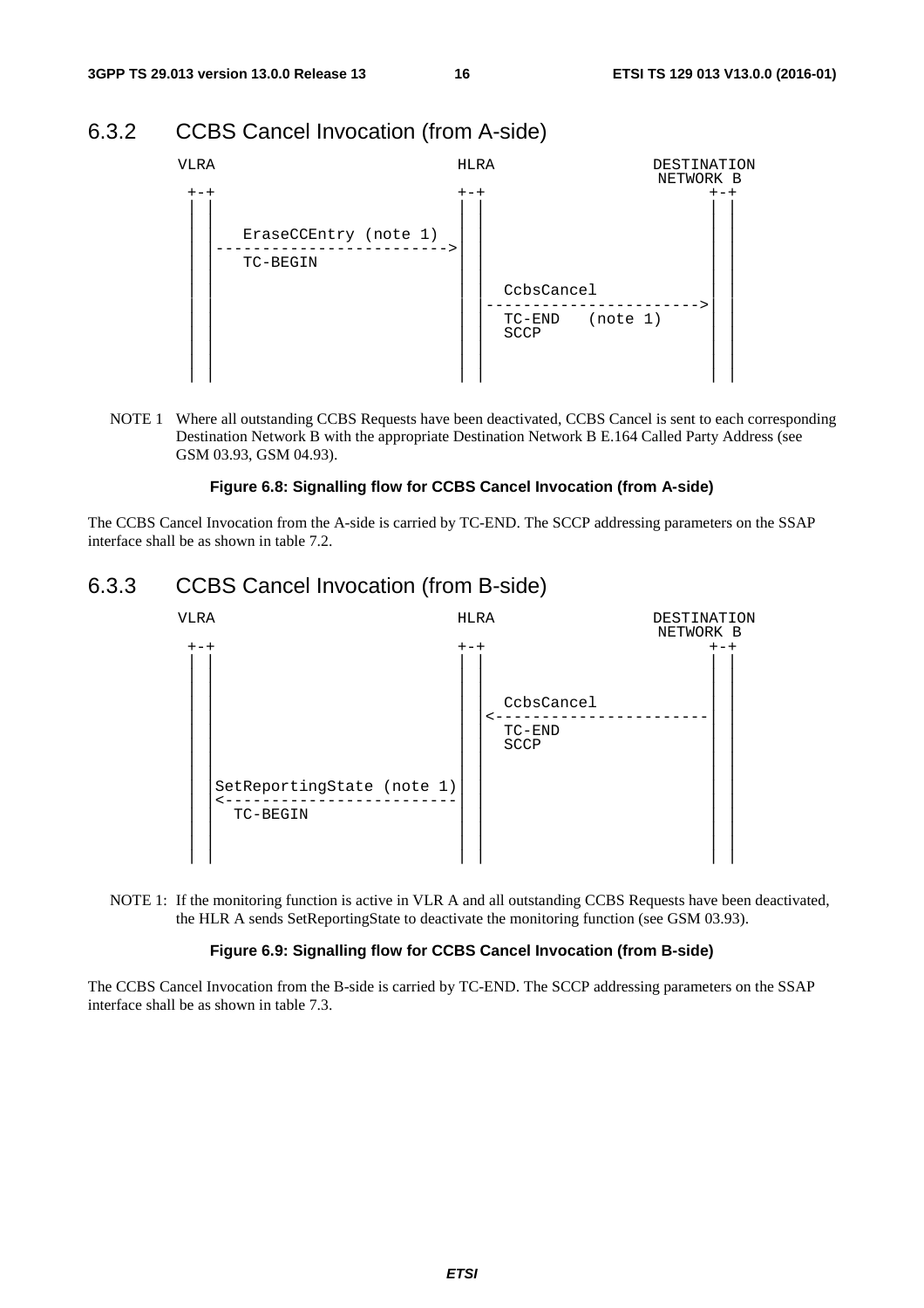## 6.3.2 CCBS Cancel Invocation (from A-side)

```
 VLRA                               HLRA                DESTINATION
                                                         NETWORK B
  +-+                               +-+                     +-+
  | |                               | |                     | |
  | |                               | |                     | |
  | |    EraseCCEntry (note 1)      | |                     | |
  | |-------------------------->    | |                     | |
  | |    TC-BEGIN                   | |                     | |
  | |                               | |                     | |
  | |                               | |   CcbsCancel        | |
  | |                               | |------------------------>|
  | |                               | |   TC-END   (note 1) | |
  | |                               | |   SCCP              | |
  | |                               | |                     | |
  | |                               | |                     | |
  | |                               | |                     | |
```

NOTE 1 Where all outstanding CCBS Requests have been deactivated, CCBS Cancel is sent to each corresponding Destination Network B with the appropriate Destination Network B E.164 Called Party Address (see GSM 03.93, GSM 04.93).

**Figure 6.8: Signalling flow for CCBS Cancel Invocation (from A-side)**

The CCBS Cancel Invocation from the A-side is carried by TC-END. The SCCP addressing parameters on the SSAP interface shall be as shown in table 7.2.

## 6.3.3 CCBS Cancel Invocation (from B-side)

```
 VLRA                               HLRA                DESTINATION
                                                         NETWORK B
  +-+                               +-+                     +-+
  | |                               | |                     | |
  | |                               | |                     | |
  | |                               | |   CcbsCancel        | |
  | |                               | |<------------------------|
  | |                               | |   TC-END            | |
  | |                               | |   SCCP              | |
  | |                               | |                     | |
  | |                               | |                     | |
  | |SetReportingState (note 1)     | |                     | |
  | |<-------------------------     | |                     | |
  | |  TC-BEGIN                     | |                     | |
  | |                               | |                     | |
  | |                               | |                     | |
```

NOTE 1: If the monitoring function is active in VLR A and all outstanding CCBS Requests have been deactivated, the HLR A sends SetReportingState to deactivate the monitoring function (see GSM 03.93).

**Figure 6.9: Signalling flow for CCBS Cancel Invocation (from B-side)**

The CCBS Cancel Invocation from the B-side is carried by TC-END. The SCCP addressing parameters on the SSAP interface shall be as shown in table 7.3.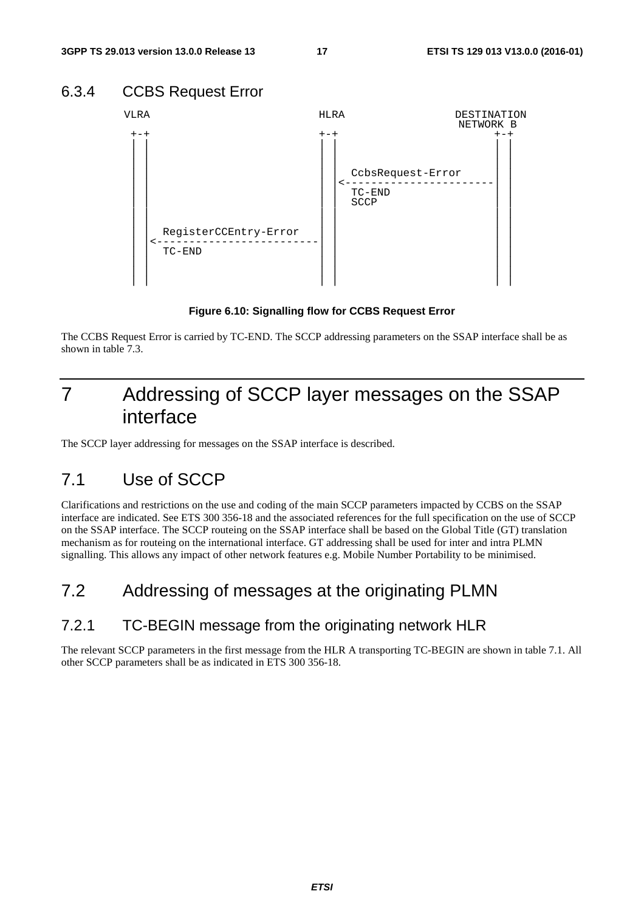### 6.3.4 CCBS Request Error

```
 VLRA                                HLRA                DESTINATION
                                                           NETWORK B
  +-+                                +-+                      +-+
  | |                                | |                      | |
  | |                                | |                      | |
  | |                                | |                      | |
  | |                                | |  CcbsRequest-Error   | |
  | |                                | |<---------------------| |
  | |                                | |  TC-END              | |
  | |                                | |  SCCP                | |
  | |                                | |                      | |
  | |                                | |                      | |
  | |  RegisterCCEntry-Error         | |                      | |
  | |<-------------------------------| |                      | |
  | |  TC-END                        | |                      | |
  | |                                | |                      | |
  | |                                | |                      | |
  | |                                | |                      | |
```

**Figure 6.10: Signalling flow for CCBS Request Error**

The CCBS Request Error is carried by TC-END. The SCCP addressing parameters on the SSAP interface shall be as shown in table 7.3.

# 7 Addressing of SCCP layer messages on the SSAP interface

The SCCP layer addressing for messages on the SSAP interface is described.

## 7.1 Use of SCCP

Clarifications and restrictions on the use and coding of the main SCCP parameters impacted by CCBS on the SSAP interface are indicated. See ETS 300 356-18 and the associated references for the full specification on the use of SCCP on the SSAP interface. The SCCP routeing on the SSAP interface shall be based on the Global Title (GT) translation mechanism as for routeing on the international interface. GT addressing shall be used for inter and intra PLMN signalling. This allows any impact of other network features e.g. Mobile Number Portability to be minimised.

## 7.2 Addressing of messages at the originating PLMN

### 7.2.1 TC-BEGIN message from the originating network HLR

The relevant SCCP parameters in the first message from the HLR A transporting TC-BEGIN are shown in table 7.1. All other SCCP parameters shall be as indicated in ETS 300 356-18.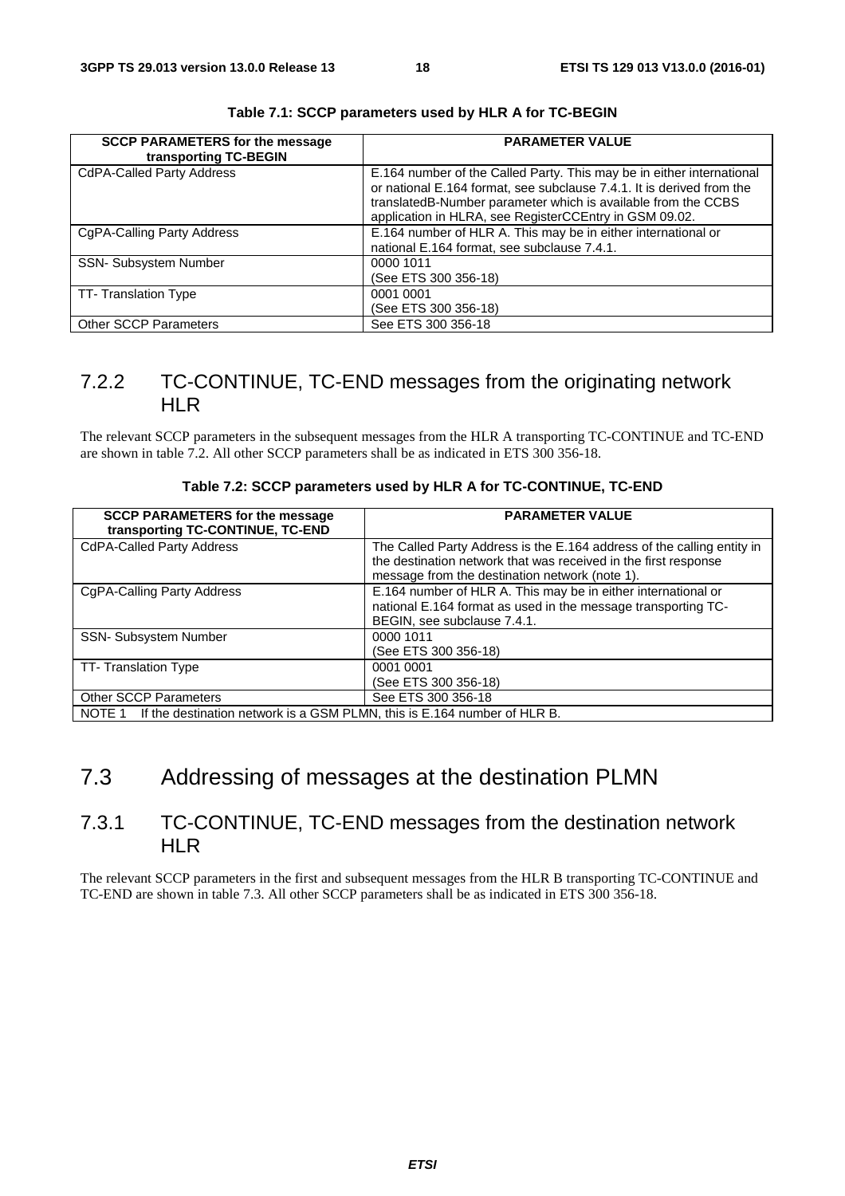**Table 7.1: SCCP parameters used by HLR A for TC-BEGIN**

| SCCP PARAMETERS for the message transporting TC-BEGIN | PARAMETER VALUE |
|---|---|
| CdPA-Called Party Address | E.164 number of the Called Party. This may be in either international or national E.164 format, see subclause 7.4.1. It is derived from the translatedB-Number parameter which is available from the CCBS application in HLRA, see RegisterCCEntry in GSM 09.02. |
| CgPA-Calling Party Address | E.164 number of HLR A. This may be in either international or national E.164 format, see subclause 7.4.1. |
| SSN- Subsystem Number | 0000 1011<br>(See ETS 300 356-18) |
| TT- Translation Type | 0001 0001<br>(See ETS 300 356-18) |
| Other SCCP Parameters | See ETS 300 356-18 |

### 7.2.2 TC-CONTINUE, TC-END messages from the originating network HLR

The relevant SCCP parameters in the subsequent messages from the HLR A transporting TC-CONTINUE and TC-END are shown in table 7.2. All other SCCP parameters shall be as indicated in ETS 300 356-18.

**Table 7.2: SCCP parameters used by HLR A for TC-CONTINUE, TC-END**

| SCCP PARAMETERS for the message transporting TC-CONTINUE, TC-END | PARAMETER VALUE |
|---|---|
| CdPA-Called Party Address | The Called Party Address is the E.164 address of the calling entity in the destination network that was received in the first response message from the destination network (note 1). |
| CgPA-Calling Party Address | E.164 number of HLR A. This may be in either international or national E.164 format as used in the message transporting TC-BEGIN, see subclause 7.4.1. |
| SSN- Subsystem Number | 0000 1011<br>(See ETS 300 356-18) |
| TT- Translation Type | 0001 0001<br>(See ETS 300 356-18) |
| Other SCCP Parameters | See ETS 300 356-18 |
| NOTE 1 If the destination network is a GSM PLMN, this is E.164 number of HLR B. | |

## 7.3 Addressing of messages at the destination PLMN

### 7.3.1 TC-CONTINUE, TC-END messages from the destination network HLR

The relevant SCCP parameters in the first and subsequent messages from the HLR B transporting TC-CONTINUE and TC-END are shown in table 7.3. All other SCCP parameters shall be as indicated in ETS 300 356-18.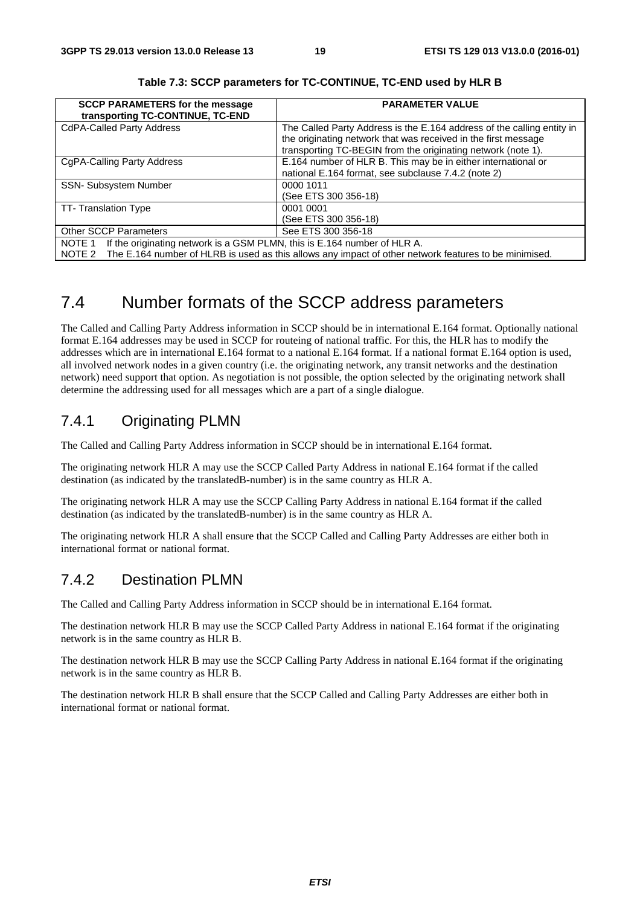**Table 7.3: SCCP parameters for TC-CONTINUE, TC-END used by HLR B**

| SCCP PARAMETERS for the message transporting TC-CONTINUE, TC-END | PARAMETER VALUE |
|---|---|
| CdPA-Called Party Address | The Called Party Address is the E.164 address of the calling entity in the originating network that was received in the first message transporting TC-BEGIN from the originating network (note 1). |
| CgPA-Calling Party Address | E.164 number of HLR B. This may be in either international or national E.164 format, see subclause 7.4.2 (note 2) |
| SSN- Subsystem Number | 0000 1011<br>(See ETS 300 356-18) |
| TT- Translation Type | 0001 0001<br>(See ETS 300 356-18) |
| Other SCCP Parameters | See ETS 300 356-18 |
| NOTE 1 If the originating network is a GSM PLMN, this is E.164 number of HLR A.<br>NOTE 2 The E.164 number of HLRB is used as this allows any impact of other network features to be minimised. | |

## 7.4 Number formats of the SCCP address parameters

The Called and Calling Party Address information in SCCP should be in international E.164 format. Optionally national format E.164 addresses may be used in SCCP for routeing of national traffic. For this, the HLR has to modify the addresses which are in international E.164 format to a national E.164 format. If a national format E.164 option is used, all involved network nodes in a given country (i.e. the originating network, any transit networks and the destination network) need support that option. As negotiation is not possible, the option selected by the originating network shall determine the addressing used for all messages which are a part of a single dialogue.

### 7.4.1 Originating PLMN

The Called and Calling Party Address information in SCCP should be in international E.164 format.

The originating network HLR A may use the SCCP Called Party Address in national E.164 format if the called destination (as indicated by the translatedB-number) is in the same country as HLR A.

The originating network HLR A may use the SCCP Calling Party Address in national E.164 format if the called destination (as indicated by the translatedB-number) is in the same country as HLR A.

The originating network HLR A shall ensure that the SCCP Called and Calling Party Addresses are either both in international format or national format.

### 7.4.2 Destination PLMN

The Called and Calling Party Address information in SCCP should be in international E.164 format.

The destination network HLR B may use the SCCP Called Party Address in national E.164 format if the originating network is in the same country as HLR B.

The destination network HLR B may use the SCCP Calling Party Address in national E.164 format if the originating network is in the same country as HLR B.

The destination network HLR B shall ensure that the SCCP Called and Calling Party Addresses are either both in international format or national format.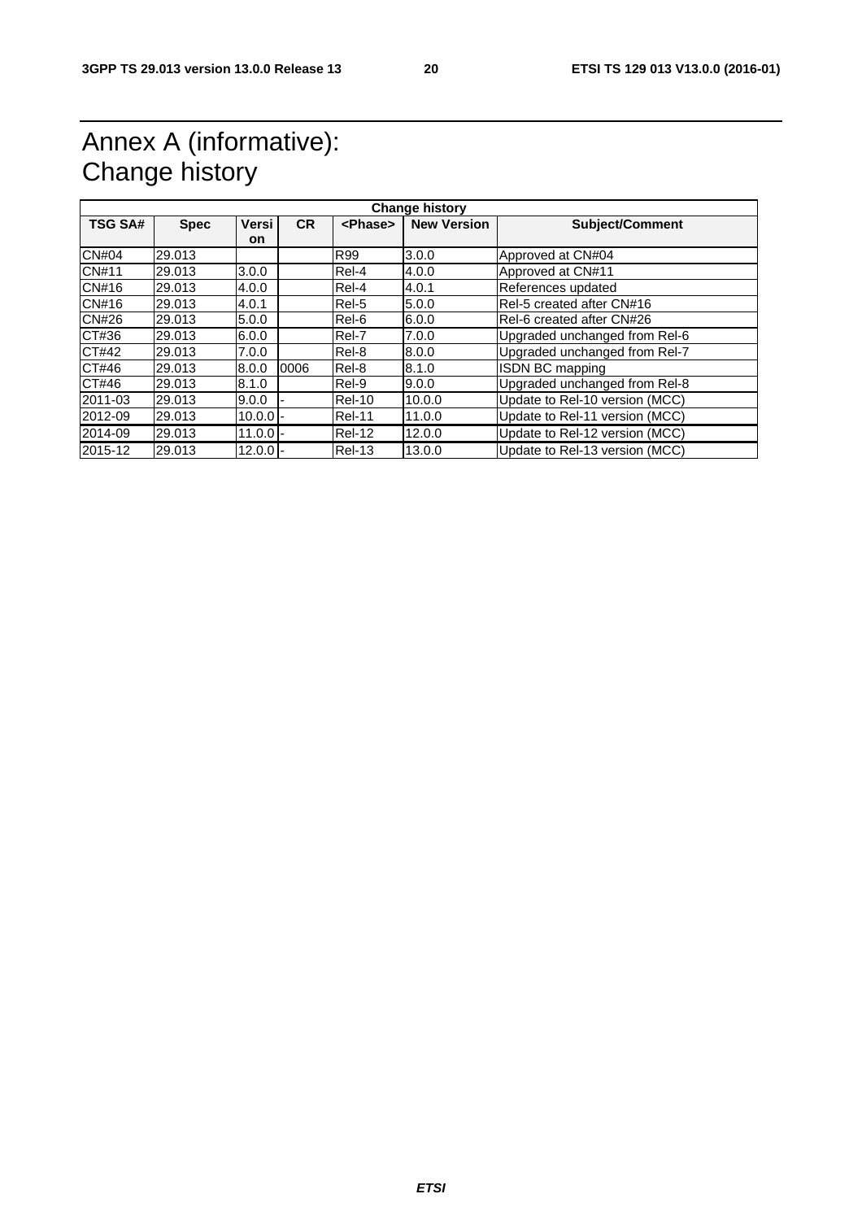# Annex A (informative): Change history

| Change history | | | | | | |
|---|---|---|---|---|---|---|
| **TSG SA#** | **Spec** | **Version** | **CR** | **<Phase>** | **New Version** | **Subject/Comment** |
| CN#04 | 29.013 | | | R99 | 3.0.0 | Approved at CN#04 |
| CN#11 | 29.013 | 3.0.0 | | Rel-4 | 4.0.0 | Approved at CN#11 |
| CN#16 | 29.013 | 4.0.0 | | Rel-4 | 4.0.1 | References updated |
| CN#16 | 29.013 | 4.0.1 | | Rel-5 | 5.0.0 | Rel-5 created after CN#16 |
| CN#26 | 29.013 | 5.0.0 | | Rel-6 | 6.0.0 | Rel-6 created after CN#26 |
| CT#36 | 29.013 | 6.0.0 | | Rel-7 | 7.0.0 | Upgraded unchanged from Rel-6 |
| CT#42 | 29.013 | 7.0.0 | | Rel-8 | 8.0.0 | Upgraded unchanged from Rel-7 |
| CT#46 | 29.013 | 8.0.0 | 0006 | Rel-8 | 8.1.0 | ISDN BC mapping |
| CT#46 | 29.013 | 8.1.0 | | Rel-9 | 9.0.0 | Upgraded unchanged from Rel-8 |
| 2011-03 | 29.013 | 9.0.0 | - | Rel-10 | 10.0.0 | Update to Rel-10 version (MCC) |
| 2012-09 | 29.013 | 10.0.0 | - | Rel-11 | 11.0.0 | Update to Rel-11 version (MCC) |
| 2014-09 | 29.013 | 11.0.0 | - | Rel-12 | 12.0.0 | Update to Rel-12 version (MCC) |
| 2015-12 | 29.013 | 12.0.0 | - | Rel-13 | 13.0.0 | Update to Rel-13 version (MCC) |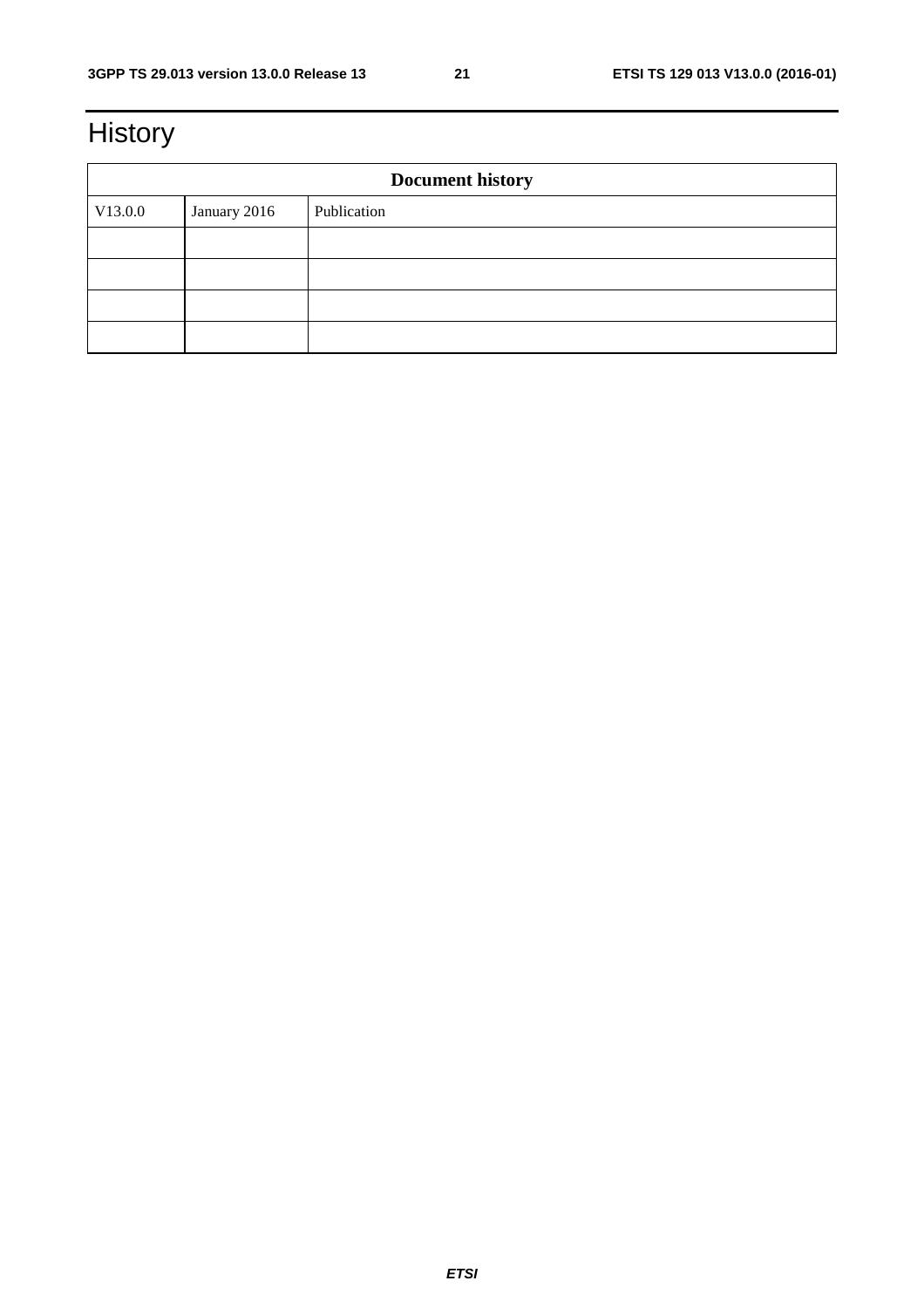# History

| Document history | | |
|---|---|---|
| V13.0.0 | January 2016 | Publication |
| | | |
| | | |
| | | |
| | | |